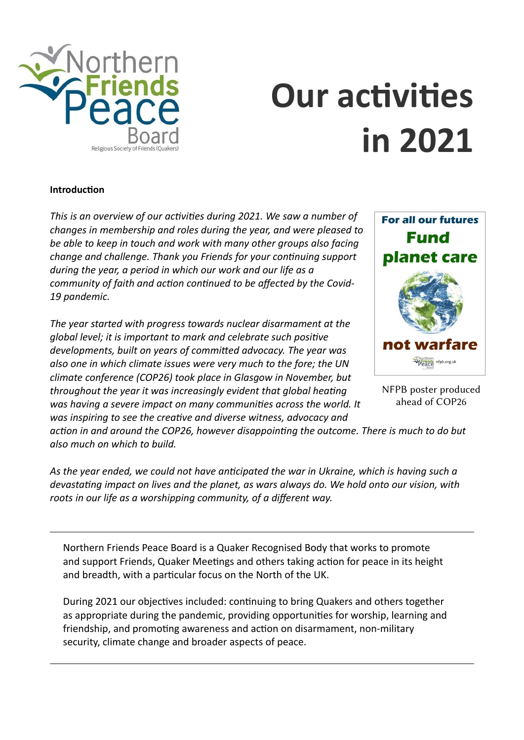# Our activities in 2021

**Introduction**

*This is an overview of our activities during 2021. We saw a number of changes in membership and roles during the year, and were pleased to be able to keep in touch and work with many other groups also facing change and challenge. Thank you Friends for your continuing support during the year, a period in which our work and our life as a community of faith and action continued to be affected by the Covid-19 pandemic.*

*The year started with progress towards nuclear disarmament at the global level; it is important to mark and celebrate such positive developments, built on years of committed advocacy. The year was also one in which climate issues were very much to the fore; the UN climate conference (COP26) took place in Glasgow in November, but throughout the year it was increasingly evident that global heating was having a severe impact on many communities across the world. It was inspiring to see the creative and diverse witness, advocacy and action in and around the COP26, however disappointing the outcome. There is much to do but also much on which to build.*

*As the year ended, we could not have anticipated the war in Ukraine, which is having such a devastating impact on lives and the planet, as wars always do. We hold onto our vision, with roots in our life as a worshipping community, of a different way.*

NFPB poster produced ahead of COP26

---

Northern Friends Peace Board is a Quaker Recognised Body that works to promote and support Friends, Quaker Meetings and others taking action for peace in its height and breadth, with a particular focus on the North of the UK.

During 2021 our objectives included: continuing to bring Quakers and others together as appropriate during the pandemic, providing opportunities for worship, learning and friendship, and promoting awareness and action on disarmament, non-military security, climate change and broader aspects of peace.

---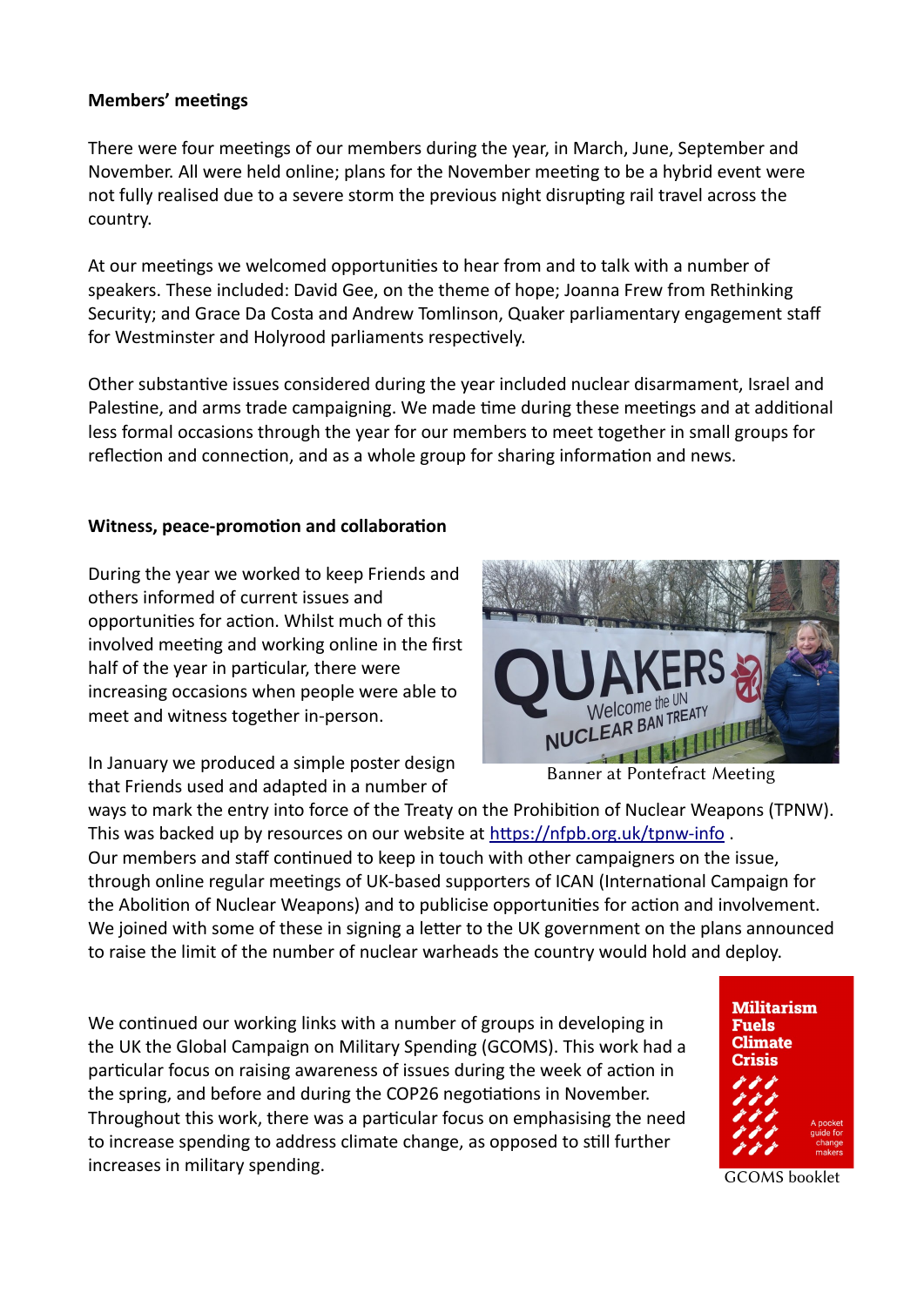**Members' meetings**

There were four meetings of our members during the year, in March, June, September and November. All were held online; plans for the November meeting to be a hybrid event were not fully realised due to a severe storm the previous night disrupting rail travel across the country.

At our meetings we welcomed opportunities to hear from and to talk with a number of speakers. These included: David Gee, on the theme of hope; Joanna Frew from Rethinking Security; and Grace Da Costa and Andrew Tomlinson, Quaker parliamentary engagement staff for Westminster and Holyrood parliaments respectively.

Other substantive issues considered during the year included nuclear disarmament, Israel and Palestine, and arms trade campaigning. We made time during these meetings and at additional less formal occasions through the year for our members to meet together in small groups for reflection and connection, and as a whole group for sharing information and news.

**Witness, peace-promotion and collaboration**

During the year we worked to keep Friends and others informed of current issues and opportunities for action. Whilst much of this involved meeting and working online in the first half of the year in particular, there were increasing occasions when people were able to meet and witness together in-person.

Banner at Pontefract Meeting

In January we produced a simple poster design that Friends used and adapted in a number of ways to mark the entry into force of the Treaty on the Prohibition of Nuclear Weapons (TPNW). This was backed up by resources on our website at https://nfpb.org.uk/tpnw-info .
Our members and staff continued to keep in touch with other campaigners on the issue, through online regular meetings of UK-based supporters of ICAN (International Campaign for the Abolition of Nuclear Weapons) and to publicise opportunities for action and involvement. We joined with some of these in signing a letter to the UK government on the plans announced to raise the limit of the number of nuclear warheads the country would hold and deploy.

We continued our working links with a number of groups in developing in the UK the Global Campaign on Military Spending (GCOMS). This work had a particular focus on raising awareness of issues during the week of action in the spring, and before and during the COP26 negotiations in November. Throughout this work, there was a particular focus on emphasising the need to increase spending to address climate change, as opposed to still further increases in military spending.

GCOMS booklet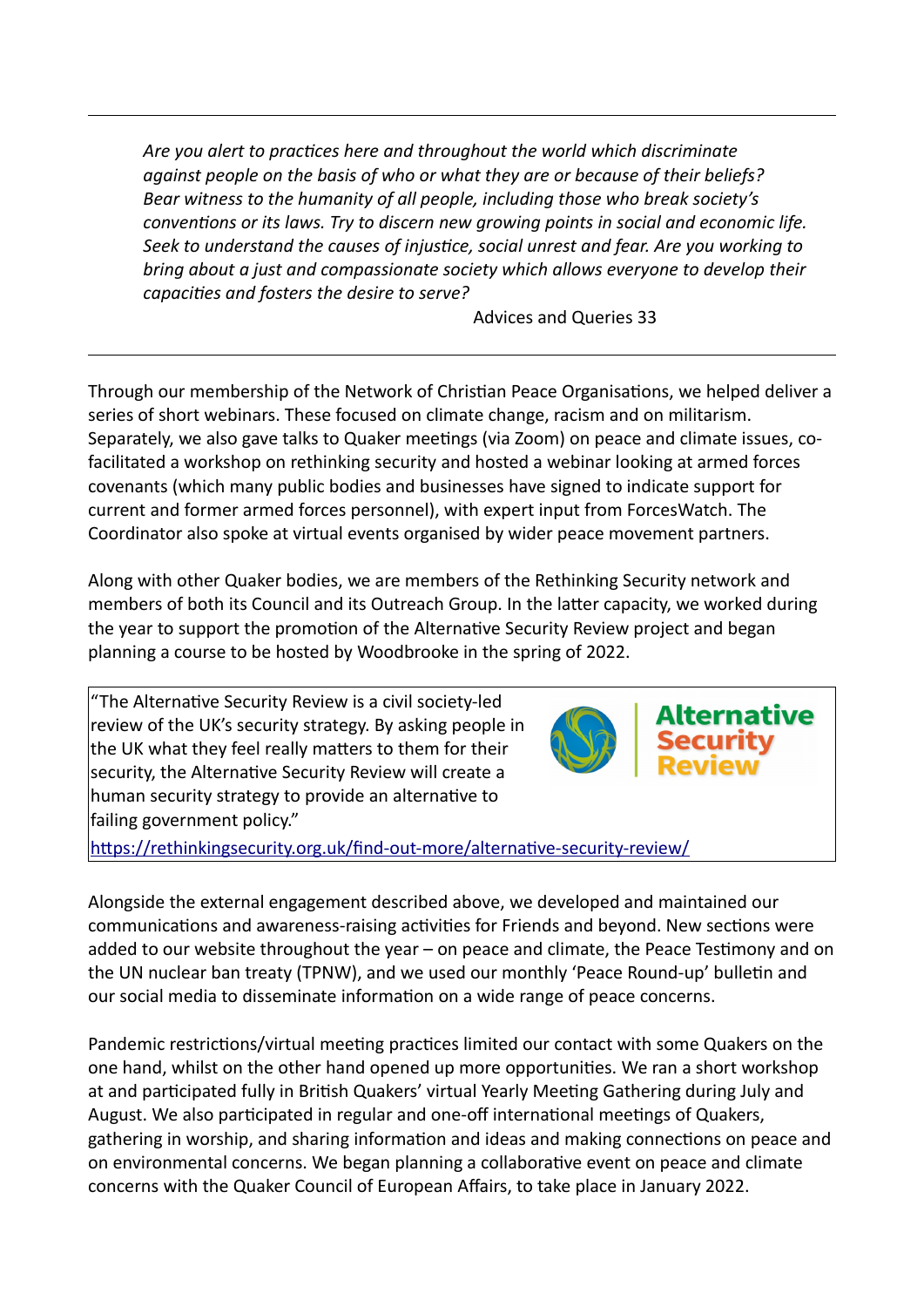---

*Are you alert to practices here and throughout the world which discriminate against people on the basis of who or what they are or because of their beliefs? Bear witness to the humanity of all people, including those who break society's conventions or its laws. Try to discern new growing points in social and economic life. Seek to understand the causes of injustice, social unrest and fear. Are you working to bring about a just and compassionate society which allows everyone to develop their capacities and fosters the desire to serve?*

Advices and Queries 33

---

Through our membership of the Network of Christian Peace Organisations, we helped deliver a series of short webinars. These focused on climate change, racism and on militarism. Separately, we also gave talks to Quaker meetings (via Zoom) on peace and climate issues, co-facilitated a workshop on rethinking security and hosted a webinar looking at armed forces covenants (which many public bodies and businesses have signed to indicate support for current and former armed forces personnel), with expert input from ForcesWatch. The Coordinator also spoke at virtual events organised by wider peace movement partners.

Along with other Quaker bodies, we are members of the Rethinking Security network and members of both its Council and its Outreach Group. In the latter capacity, we worked during the year to support the promotion of the Alternative Security Review project and began planning a course to be hosted by Woodbrooke in the spring of 2022.

> "The Alternative Security Review is a civil society-led review of the UK's security strategy. By asking people in the UK what they feel really matters to them for their security, the Alternative Security Review will create a human security strategy to provide an alternative to failing government policy."
>
> Alternative Security Review
>
> https://rethinkingsecurity.org.uk/find-out-more/alternative-security-review/

Alongside the external engagement described above, we developed and maintained our communications and awareness-raising activities for Friends and beyond. New sections were added to our website throughout the year – on peace and climate, the Peace Testimony and on the UN nuclear ban treaty (TPNW), and we used our monthly 'Peace Round-up' bulletin and our social media to disseminate information on a wide range of peace concerns.

Pandemic restrictions/virtual meeting practices limited our contact with some Quakers on the one hand, whilst on the other hand opened up more opportunities. We ran a short workshop at and participated fully in British Quakers' virtual Yearly Meeting Gathering during July and August. We also participated in regular and one-off international meetings of Quakers, gathering in worship, and sharing information and ideas and making connections on peace and on environmental concerns. We began planning a collaborative event on peace and climate concerns with the Quaker Council of European Affairs, to take place in January 2022.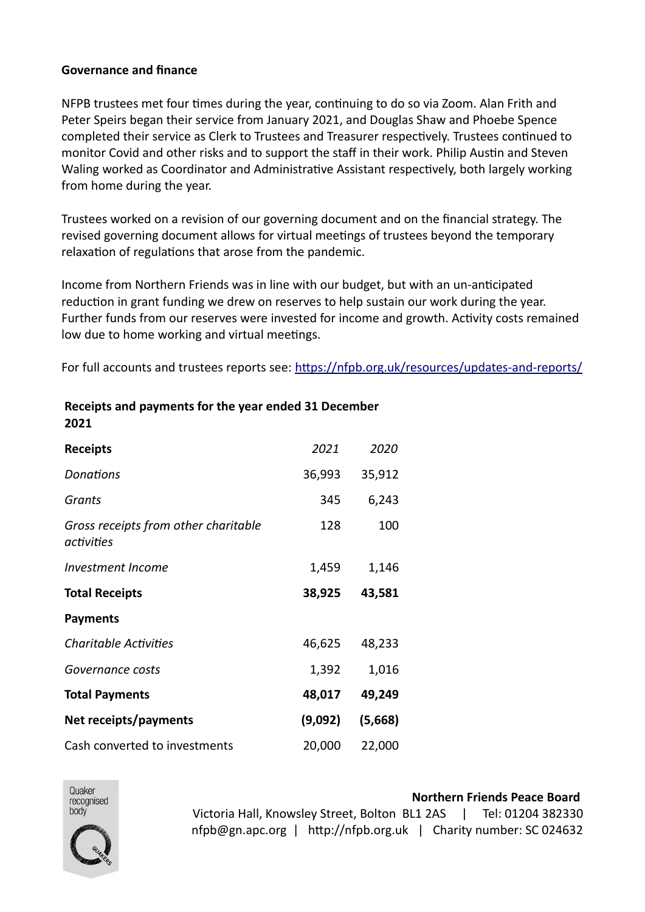**Governance and finance**

NFPB trustees met four times during the year, continuing to do so via Zoom. Alan Frith and Peter Speirs began their service from January 2021, and Douglas Shaw and Phoebe Spence completed their service as Clerk to Trustees and Treasurer respectively. Trustees continued to monitor Covid and other risks and to support the staff in their work. Philip Austin and Steven Waling worked as Coordinator and Administrative Assistant respectively, both largely working from home during the year.

Trustees worked on a revision of our governing document and on the financial strategy. The revised governing document allows for virtual meetings of trustees beyond the temporary relaxation of regulations that arose from the pandemic.

Income from Northern Friends was in line with our budget, but with an un-anticipated reduction in grant funding we drew on reserves to help sustain our work during the year. Further funds from our reserves were invested for income and growth. Activity costs remained low due to home working and virtual meetings.

For full accounts and trustees reports see: [https://nfpb.org.uk/resources/updates-and-reports/](https://nfpb.org.uk/resources/updates-and-reports/)

**Receipts and payments for the year ended 31 December 2021**

| **Receipts** | *2021* | *2020* |
|---|---|---|
| *Donations* | 36,993 | 35,912 |
| *Grants* | 345 | 6,243 |
| *Gross receipts from other charitable activities* | 128 | 100 |
| *Investment Income* | 1,459 | 1,146 |
| **Total Receipts** | **38,925** | **43,581** |
| **Payments** | | |
| *Charitable Activities* | 46,625 | 48,233 |
| *Governance costs* | 1,392 | 1,016 |
| **Total Payments** | **48,017** | **49,249** |
| **Net receipts/payments** | **(9,092)** | **(5,668)** |
| Cash converted to investments | 20,000 | 22,000 |

Quaker recognised body

**Northern Friends Peace Board**
Victoria Hall, Knowsley Street, Bolton BL1 2AS | Tel: 01204 382330
nfpb@gn.apc.org | http://nfpb.org.uk | Charity number: SC 024632